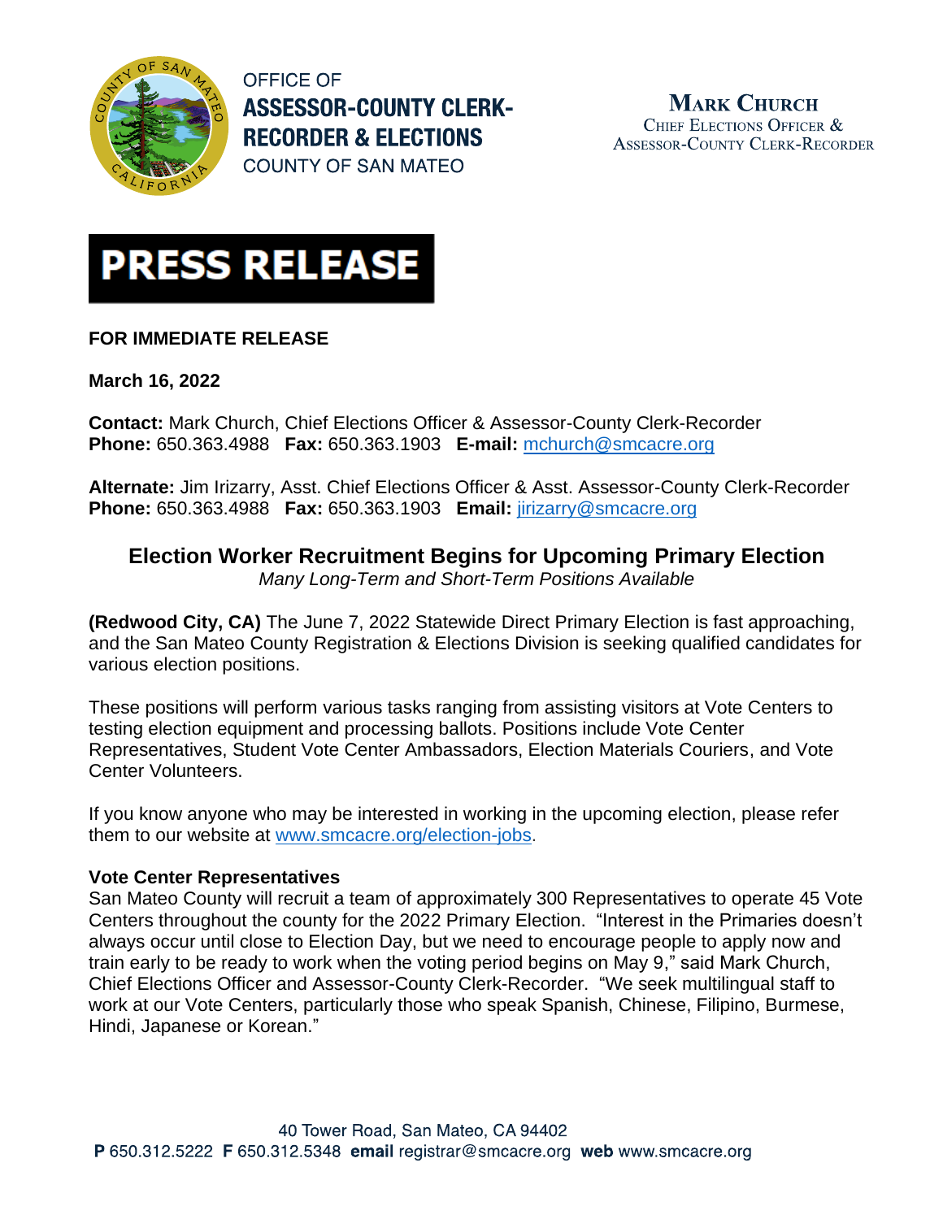OFFICE OF
**ASSESSOR-COUNTY CLERK-RECORDER & ELECTIONS**
COUNTY OF SAN MATEO

**MARK CHURCH**
CHIEF ELECTIONS OFFICER & ASSESSOR-COUNTY CLERK-RECORDER

# PRESS RELEASE

**FOR IMMEDIATE RELEASE**

**March 16, 2022**

**Contact:** Mark Church, Chief Elections Officer & Assessor-County Clerk-Recorder
**Phone:** 650.363.4988 **Fax:** 650.363.1903 **E-mail:** mchurch@smcacre.org

**Alternate:** Jim Irizarry, Asst. Chief Elections Officer & Asst. Assessor-County Clerk-Recorder
**Phone:** 650.363.4988 **Fax:** 650.363.1903 **Email:** jirizarry@smcacre.org

## Election Worker Recruitment Begins for Upcoming Primary Election

*Many Long-Term and Short-Term Positions Available*

**(Redwood City, CA)** The June 7, 2022 Statewide Direct Primary Election is fast approaching, and the San Mateo County Registration & Elections Division is seeking qualified candidates for various election positions.

These positions will perform various tasks ranging from assisting visitors at Vote Centers to testing election equipment and processing ballots. Positions include Vote Center Representatives, Student Vote Center Ambassadors, Election Materials Couriers, and Vote Center Volunteers.

If you know anyone who may be interested in working in the upcoming election, please refer them to our website at www.smcacre.org/election-jobs.

### Vote Center Representatives

San Mateo County will recruit a team of approximately 300 Representatives to operate 45 Vote Centers throughout the county for the 2022 Primary Election. "Interest in the Primaries doesn't always occur until close to Election Day, but we need to encourage people to apply now and train early to be ready to work when the voting period begins on May 9," said Mark Church, Chief Elections Officer and Assessor-County Clerk-Recorder. "We seek multilingual staff to work at our Vote Centers, particularly those who speak Spanish, Chinese, Filipino, Burmese, Hindi, Japanese or Korean."

40 Tower Road, San Mateo, CA 94402
**P** 650.312.5222 **F** 650.312.5348 **email** registrar@smcacre.org **web** www.smcacre.org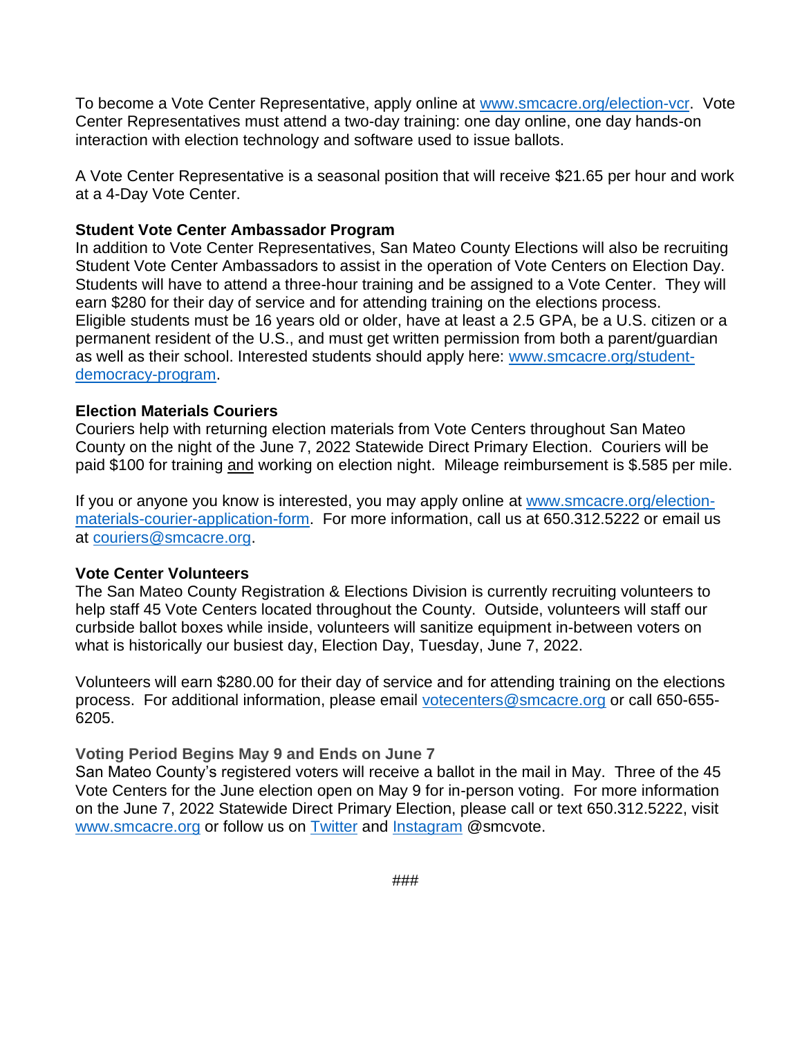To become a Vote Center Representative, apply online at [www.smcacre.org/election-vcr](www.smcacre.org/election-vcr). Vote Center Representatives must attend a two-day training: one day online, one day hands-on interaction with election technology and software used to issue ballots.

A Vote Center Representative is a seasonal position that will receive $21.65 per hour and work at a 4-Day Vote Center.

**Student Vote Center Ambassador Program**

In addition to Vote Center Representatives, San Mateo County Elections will also be recruiting Student Vote Center Ambassadors to assist in the operation of Vote Centers on Election Day. Students will have to attend a three-hour training and be assigned to a Vote Center. They will earn $280 for their day of service and for attending training on the elections process. Eligible students must be 16 years old or older, have at least a 2.5 GPA, be a U.S. citizen or a permanent resident of the U.S., and must get written permission from both a parent/guardian as well as their school. Interested students should apply here: [www.smcacre.org/student-democracy-program](www.smcacre.org/student-democracy-program).

**Election Materials Couriers**

Couriers help with returning election materials from Vote Centers throughout San Mateo County on the night of the June 7, 2022 Statewide Direct Primary Election. Couriers will be paid $100 for training <u>and</u> working on election night. Mileage reimbursement is $.585 per mile.

If you or anyone you know is interested, you may apply online at [www.smcacre.org/election-materials-courier-application-form](www.smcacre.org/election-materials-courier-application-form). For more information, call us at 650.312.5222 or email us at [couriers@smcacre.org](mailto:couriers@smcacre.org).

**Vote Center Volunteers**

The San Mateo County Registration & Elections Division is currently recruiting volunteers to help staff 45 Vote Centers located throughout the County. Outside, volunteers will staff our curbside ballot boxes while inside, volunteers will sanitize equipment in-between voters on what is historically our busiest day, Election Day, Tuesday, June 7, 2022.

Volunteers will earn $280.00 for their day of service and for attending training on the elections process. For additional information, please email [votecenters@smcacre.org](mailto:votecenters@smcacre.org) or call 650-655-6205.

**Voting Period Begins May 9 and Ends on June 7**

San Mateo County's registered voters will receive a ballot in the mail in May. Three of the 45 Vote Centers for the June election open on May 9 for in-person voting. For more information on the June 7, 2022 Statewide Direct Primary Election, please call or text 650.312.5222, visit [www.smcacre.org](www.smcacre.org) or follow us on Twitter and Instagram @smcvote.

###